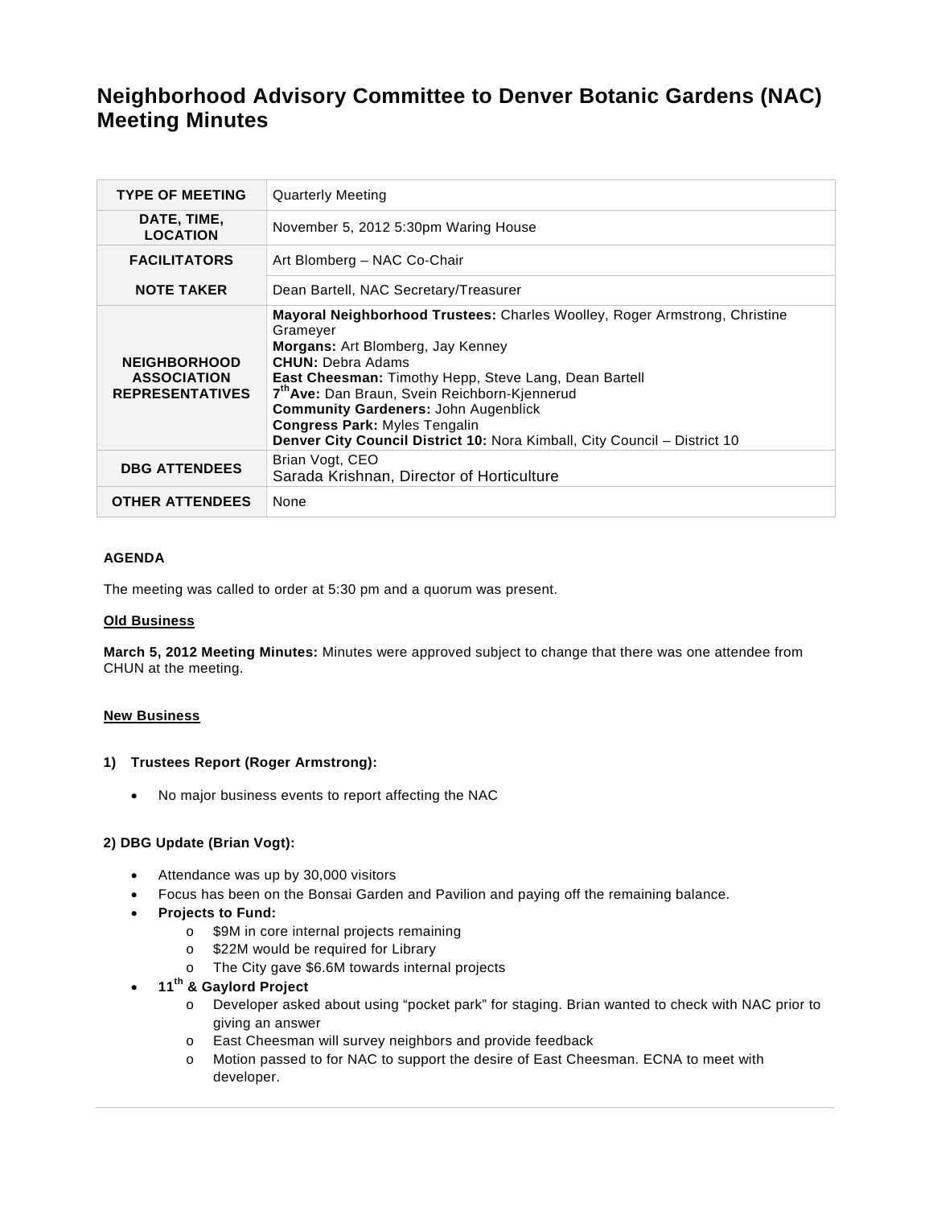# Neighborhood Advisory Committee to Denver Botanic Gardens (NAC) Meeting Minutes

| | |
|---|---|
| **TYPE OF MEETING** | Quarterly Meeting |
| **DATE, TIME, LOCATION** | November 5, 2012 5:30pm Waring House |
| **FACILITATORS** | Art Blomberg – NAC Co-Chair |
| **NOTE TAKER** | Dean Bartell, NAC Secretary/Treasurer |
| **NEIGHBORHOOD ASSOCIATION REPRESENTATIVES** | **Mayoral Neighborhood Trustees:** Charles Woolley, Roger Armstrong, Christine Grameyer<br>**Morgans:** Art Blomberg, Jay Kenney<br>**CHUN:** Debra Adams<br>**East Cheesman:** Timothy Hepp, Steve Lang, Dean Bartell<br>**7th Ave:** Dan Braun, Svein Reichborn-Kjennerud<br>**Community Gardeners:** John Augenblick<br>**Congress Park:** Myles Tengalin<br>**Denver City Council District 10:** Nora Kimball, City Council – District 10 |
| **DBG ATTENDEES** | Brian Vogt, CEO<br>Sarada Krishnan, Director of Horticulture |
| **OTHER ATTENDEES** | None |

**AGENDA**

The meeting was called to order at 5:30 pm and a quorum was present.

**Old Business**

**March 5, 2012 Meeting Minutes:** Minutes were approved subject to change that there was one attendee from CHUN at the meeting.

**New Business**

**1) Trustees Report (Roger Armstrong):**

- No major business events to report affecting the NAC

**2) DBG Update (Brian Vogt):**

- Attendance was up by 30,000 visitors
- Focus has been on the Bonsai Garden and Pavilion and paying off the remaining balance.
- **Projects to Fund:**
  - $9M in core internal projects remaining
  - $22M would be required for Library
  - The City gave $6.6M towards internal projects
- **11th & Gaylord Project**
  - Developer asked about using "pocket park" for staging. Brian wanted to check with NAC prior to giving an answer
  - East Cheesman will survey neighbors and provide feedback
  - Motion passed to for NAC to support the desire of East Cheesman. ECNA to meet with developer.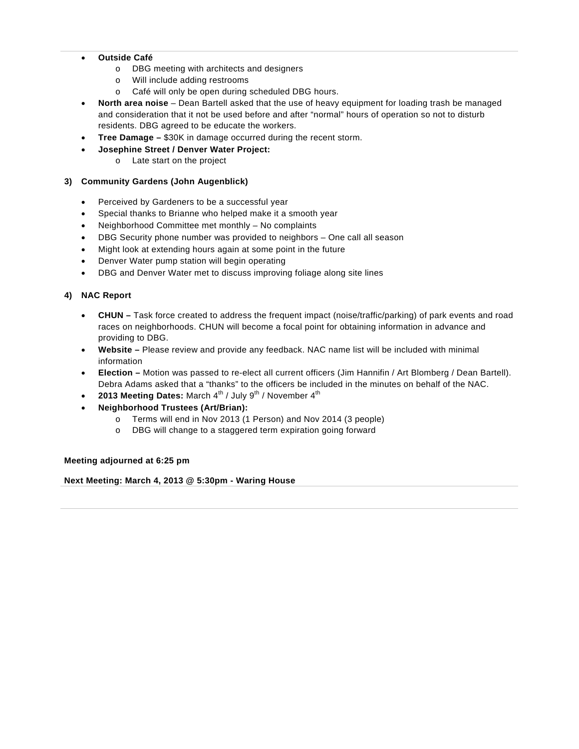- **Outside Café**
  - DBG meeting with architects and designers
  - Will include adding restrooms
  - Café will only be open during scheduled DBG hours.
- **North area noise** – Dean Bartell asked that the use of heavy equipment for loading trash be managed and consideration that it not be used before and after "normal" hours of operation so not to disturb residents. DBG agreed to be educate the workers.
- **Tree Damage –** $30K in damage occurred during the recent storm.
- **Josephine Street / Denver Water Project:**
  - Late start on the project

**3) Community Gardens (John Augenblick)**

- Perceived by Gardeners to be a successful year
- Special thanks to Brianne who helped make it a smooth year
- Neighborhood Committee met monthly – No complaints
- DBG Security phone number was provided to neighbors – One call all season
- Might look at extending hours again at some point in the future
- Denver Water pump station will begin operating
- DBG and Denver Water met to discuss improving foliage along site lines

**4) NAC Report**

- **CHUN –** Task force created to address the frequent impact (noise/traffic/parking) of park events and road races on neighborhoods. CHUN will become a focal point for obtaining information in advance and providing to DBG.
- **Website –** Please review and provide any feedback. NAC name list will be included with minimal information
- **Election –** Motion was passed to re-elect all current officers (Jim Hannifin / Art Blomberg / Dean Bartell). Debra Adams asked that a "thanks" to the officers be included in the minutes on behalf of the NAC.
- **2013 Meeting Dates:** March 4th / July 9th / November 4th
- **Neighborhood Trustees (Art/Brian):**
  - Terms will end in Nov 2013 (1 Person) and Nov 2014 (3 people)
  - DBG will change to a staggered term expiration going forward

**Meeting adjourned at 6:25 pm**

**Next Meeting: March 4, 2013 @ 5:30pm - Waring House**